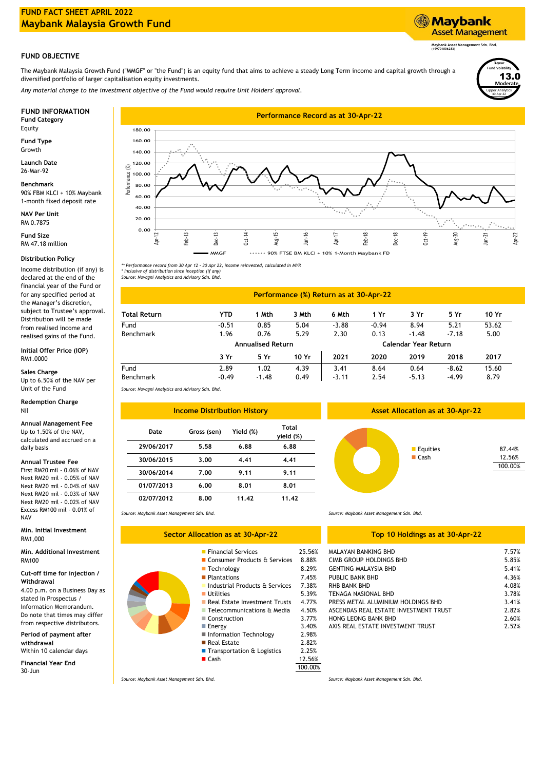# FUND FACT SHEET APRIL 2022

# Maybank Malaysia Growth Fund

Maybank Asset Management

Maybank Asset Management Sdn. Bhd. (199701006283)

## FUND OBJECTIVE

The Maybank Malaysia Growth Fund ("MMGF" or "the Fund") is an equity fund that aims to achieve a steady Long Term income and capital growth through a diversified portfolio of larger capitalisation equity investments.

*Any material change to the investment objective of the Fund would require Unit Holders' approval.*

3-year Fund Volatility **13.0** Moderate
Lipper Analytics 30-Apr-22

## FUND INFORMATION

**Fund Category**
Equity

**Fund Type**
Growth

**Launch Date**
26-Mar-92

**Benchmark**
90% FBM KLCI + 10% Maybank 1-month fixed deposit rate

**NAV Per Unit**
RM 0.7875

**Fund Size**
RM 47.18 million

**Distribution Policy**
Income distribution (if any) is declared at the end of the financial year of the Fund or for any specified period at the Manager's discretion, subject to Trustee's approval. Distribution will be made from realised income and realised gains of the Fund.

**Initial Offer Price (IOP)**
RM1.0000

**Sales Charge**
Up to 6.50% of the NAV per Unit of the Fund

**Redemption Charge**
Nil

**Annual Management Fee**
Up to 1.50% of the NAV, calculated and accrued on a daily basis

**Annual Trustee Fee**
First RM20 mil - 0.06% of NAV
Next RM20 mil - 0.05% of NAV
Next RM20 mil - 0.04% of NAV
Next RM20 mil - 0.03% of NAV
Next RM20 mil - 0.02% of NAV
Excess RM100 mil - 0.01% of NAV

**Min. Initial Investment**
RM1,000

**Min. Additional Investment**
RM100

**Cut-off time for injection / Withdrawal**
4.00 p.m. on a Business Day as stated in Prospectus / Information Memorandum. Do note that times may differ from respective distributors.

**Period of payment after withdrawal**
Within 10 calendar days

**Financial Year End**
30-Jun

## Performance Record as at 30-Apr-22

MMGF | 90% FTSE BM KLCI + 10% 1-Month Maybank FD

*\*\* Performance record from 30 Apr 12 - 30 Apr 22, income reinvested, calculated in MYR*
*\* Inclusive of distribution since inception (if any)*
*Source: Novagni Analytics and Advisory Sdn. Bhd.*

## Performance (%) Return as at 30-Apr-22

| Total Return | YTD | 1 Mth | 3 Mth | 6 Mth | 1 Yr | 3 Yr | 5 Yr | 10 Yr |
|---|---|---|---|---|---|---|---|---|
| Fund | -0.51 | 0.85 | 5.04 | -3.88 | -0.94 | 8.94 | 5.21 | 53.62 |
| Benchmark | 1.96 | 0.76 | 5.29 | 2.30 | 0.13 | -1.48 | -7.18 | 5.00 |

| | Annualised Return | | | Calendar Year Return | | | | |
|---|---|---|---|---|---|---|---|---|
| | 3 Yr | 5 Yr | 10 Yr | 2021 | 2020 | 2019 | 2018 | 2017 |
| Fund | 2.89 | 1.02 | 4.39 | 3.41 | 8.64 | 0.64 | -8.62 | 15.60 |
| Benchmark | -0.49 | -1.48 | 0.49 | -3.11 | 2.54 | -5.13 | -4.99 | 8.79 |

*Source: Novagni Analytics and Advisory Sdn. Bhd.*

## Income Distribution History

| Date | Gross (sen) | Yield (%) | Total yield (%) |
|---|---|---|---|
| 29/06/2017 | 5.58 | 6.88 | 6.88 |
| 30/06/2015 | 3.00 | 4.41 | 4.41 |
| 30/06/2014 | 7.00 | 9.11 | 9.11 |
| 01/07/2013 | 6.00 | 8.01 | 8.01 |
| 02/07/2012 | 8.00 | 11.42 | 11.42 |

*Source: Maybank Asset Management Sdn. Bhd.*

## Asset Allocation as at 30-Apr-22

| | |
|---|---|
| Equities | 87.44% |
| Cash | 12.56% |
| | 100.00% |

*Source: Maybank Asset Management Sdn. Bhd.*

## Sector Allocation as at 30-Apr-22

| Sector | % |
|---|---|
| Financial Services | 25.56% |
| Consumer Products & Services | 8.88% |
| Technology | 8.29% |
| Plantations | 7.45% |
| Industrial Products & Services | 7.38% |
| Utilities | 5.39% |
| Real Estate Investment Trusts | 4.77% |
| Telecommunications & Media | 4.50% |
| Construction | 3.77% |
| Energy | 3.40% |
| Information Technology | 2.98% |
| Real Estate | 2.82% |
| Transportation & Logistics | 2.25% |
| Cash | 12.56% |
| | 100.00% |

*Source: Maybank Asset Management Sdn. Bhd.*

## Top 10 Holdings as at 30-Apr-22

| Holding | % |
|---|---|
| MALAYAN BANKING BHD | 7.57% |
| CIMB GROUP HOLDINGS BHD | 5.85% |
| GENTING MALAYSIA BHD | 5.41% |
| PUBLIC BANK BHD | 4.36% |
| RHB BANK BHD | 4.08% |
| TENAGA NASIONAL BHD | 3.78% |
| PRESS METAL ALUMINIUM HOLDINGS BHD | 3.41% |
| ASCENDAS REAL ESTATE INVESTMENT TRUST | 2.82% |
| HONG LEONG BANK BHD | 2.60% |
| AXIS REAL ESTATE INVESTMENT TRUST | 2.52% |

*Source: Maybank Asset Management Sdn. Bhd.*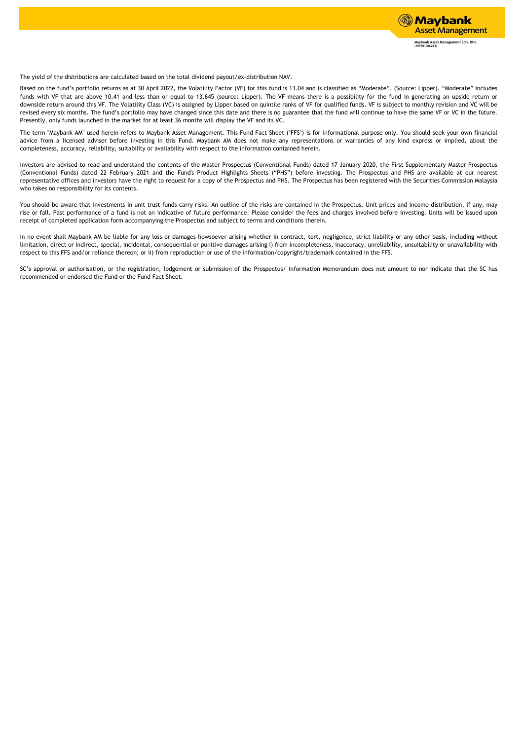The yield of the distributions are calculated based on the total dividend payout/ex-distribution NAV.

Based on the fund's portfolio returns as at 30 April 2022, the Volatility Factor (VF) for this fund is 13.04 and is classified as "Moderate". (Source: Lipper). "Moderate" includes funds with VF that are above 10.41 and less than or equal to 13.645 (source: Lipper). The VF means there is a possibility for the fund in generating an upside return or downside return around this VF. The Volatility Class (VC) is assigned by Lipper based on quintile ranks of VF for qualified funds. VF is subject to monthly revision and VC will be revised every six months. The fund's portfolio may have changed since this date and there is no guarantee that the fund will continue to have the same VF or VC in the future. Presently, only funds launched in the market for at least 36 months will display the VF and its VC.

The term "Maybank AM" used herein refers to Maybank Asset Management. This Fund Fact Sheet ("FFS") is for informational purpose only. You should seek your own financial advice from a licensed adviser before investing in this Fund. Maybank AM does not make any representations or warranties of any kind express or implied, about the completeness, accuracy, reliability, suitability or availability with respect to the information contained herein.

Investors are advised to read and understand the contents of the Master Prospectus (Conventional Funds) dated 17 January 2020, the First Supplementary Master Prospectus (Conventional Funds) dated 22 February 2021 and the Fund's Product Highlights Sheets ("PHS") before investing. The Prospectus and PHS are available at our nearest representative offices and investors have the right to request for a copy of the Prospectus and PHS. The Prospectus has been registered with the Securities Commission Malaysia who takes no responsibility for its contents.

You should be aware that investments in unit trust funds carry risks. An outline of the risks are contained in the Prospectus. Unit prices and income distribution, if any, may rise or fall. Past performance of a fund is not an indicative of future performance. Please consider the fees and charges involved before investing. Units will be issued upon receipt of completed application form accompanying the Prospectus and subject to terms and conditions therein.

In no event shall Maybank AM be liable for any loss or damages howsoever arising whether in contract, tort, negligence, strict liability or any other basis, including without limitation, direct or indirect, special, incidental, consequential or punitive damages arising i) from incompleteness, inaccuracy, unreliability, unsuitability or unavailability with respect to this FFS and/or reliance thereon; or ii) from reproduction or use of the information/copyright/trademark contained in the FFS.

SC's approval or authorisation, or the registration, lodgement or submission of the Prospectus/ Information Memorandum does not amount to nor indicate that the SC has recommended or endorsed the Fund or the Fund Fact Sheet.